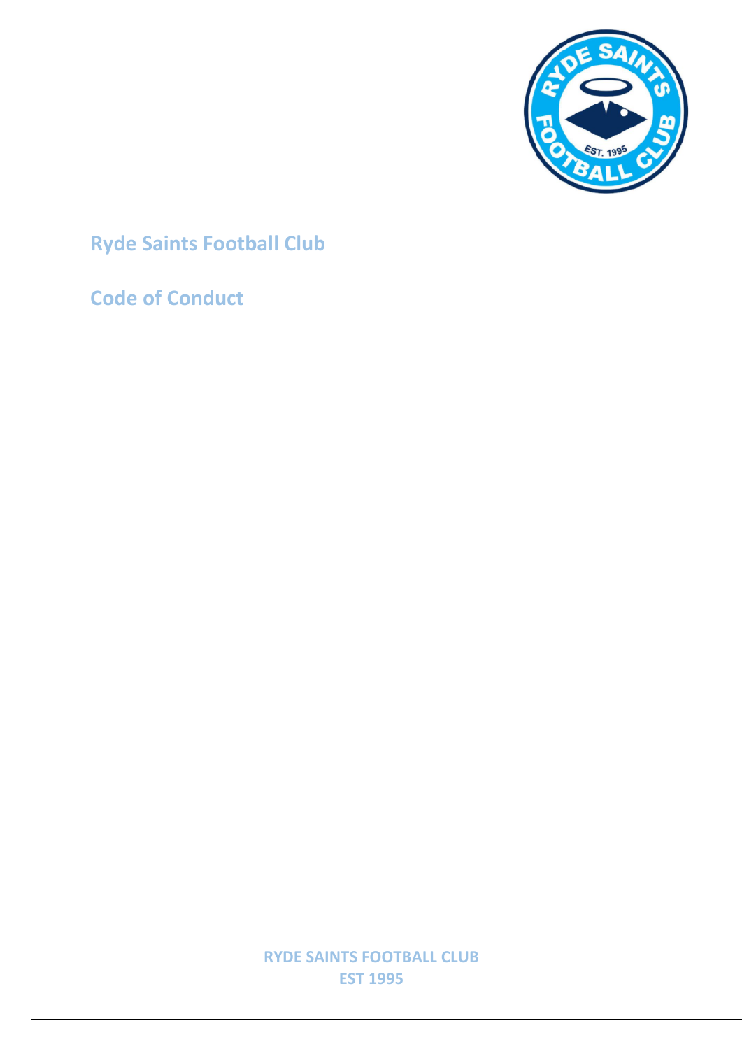# Ryde Saints Football Club

## Code of Conduct

RYDE SAINTS FOOTBALL CLUB
EST 1995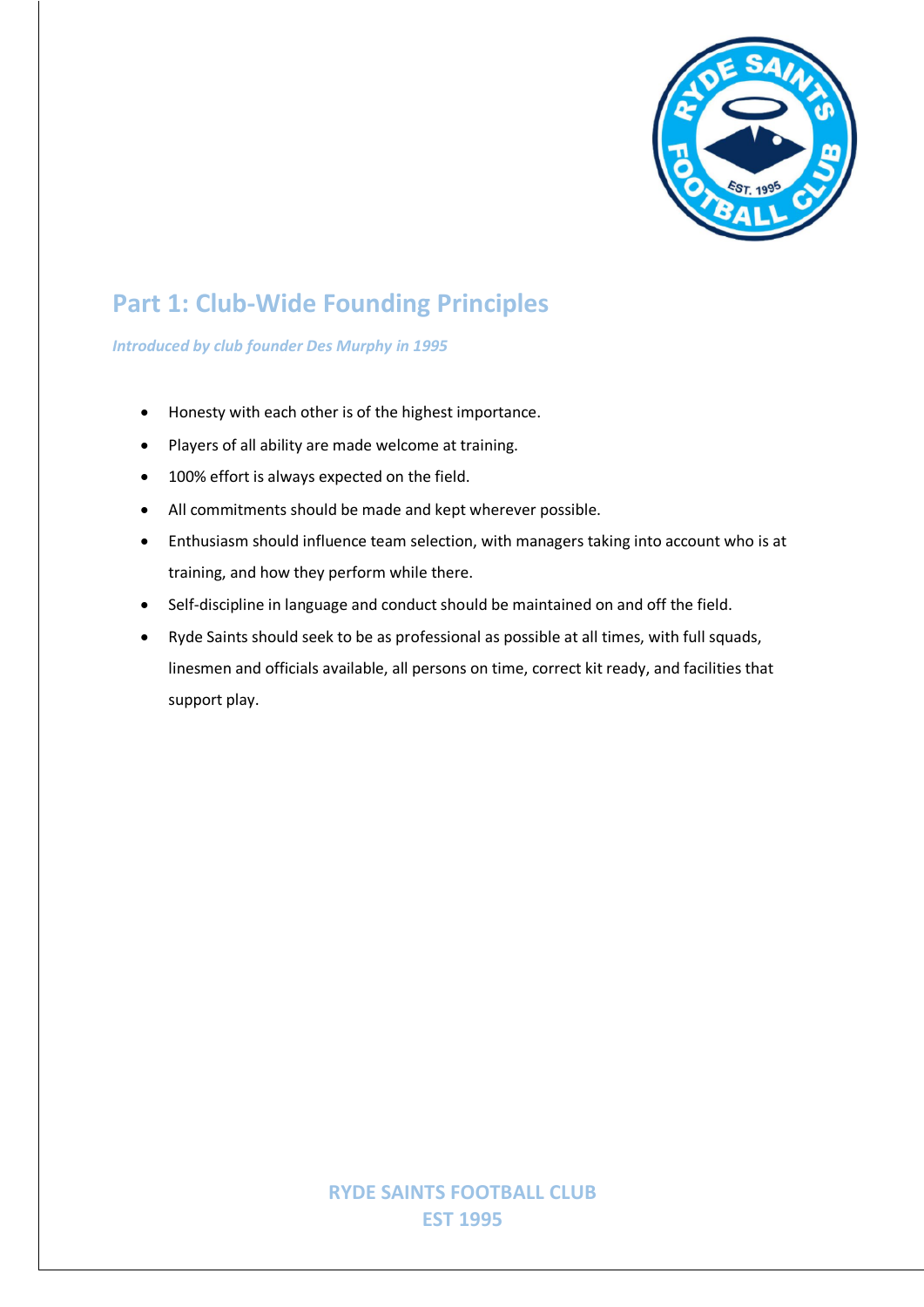## Part 1: Club-Wide Founding Principles

*Introduced by club founder Des Murphy in 1995*

- Honesty with each other is of the highest importance.
- Players of all ability are made welcome at training.
- 100% effort is always expected on the field.
- All commitments should be made and kept wherever possible.
- Enthusiasm should influence team selection, with managers taking into account who is at training, and how they perform while there.
- Self-discipline in language and conduct should be maintained on and off the field.
- Ryde Saints should seek to be as professional as possible at all times, with full squads, linesmen and officials available, all persons on time, correct kit ready, and facilities that support play.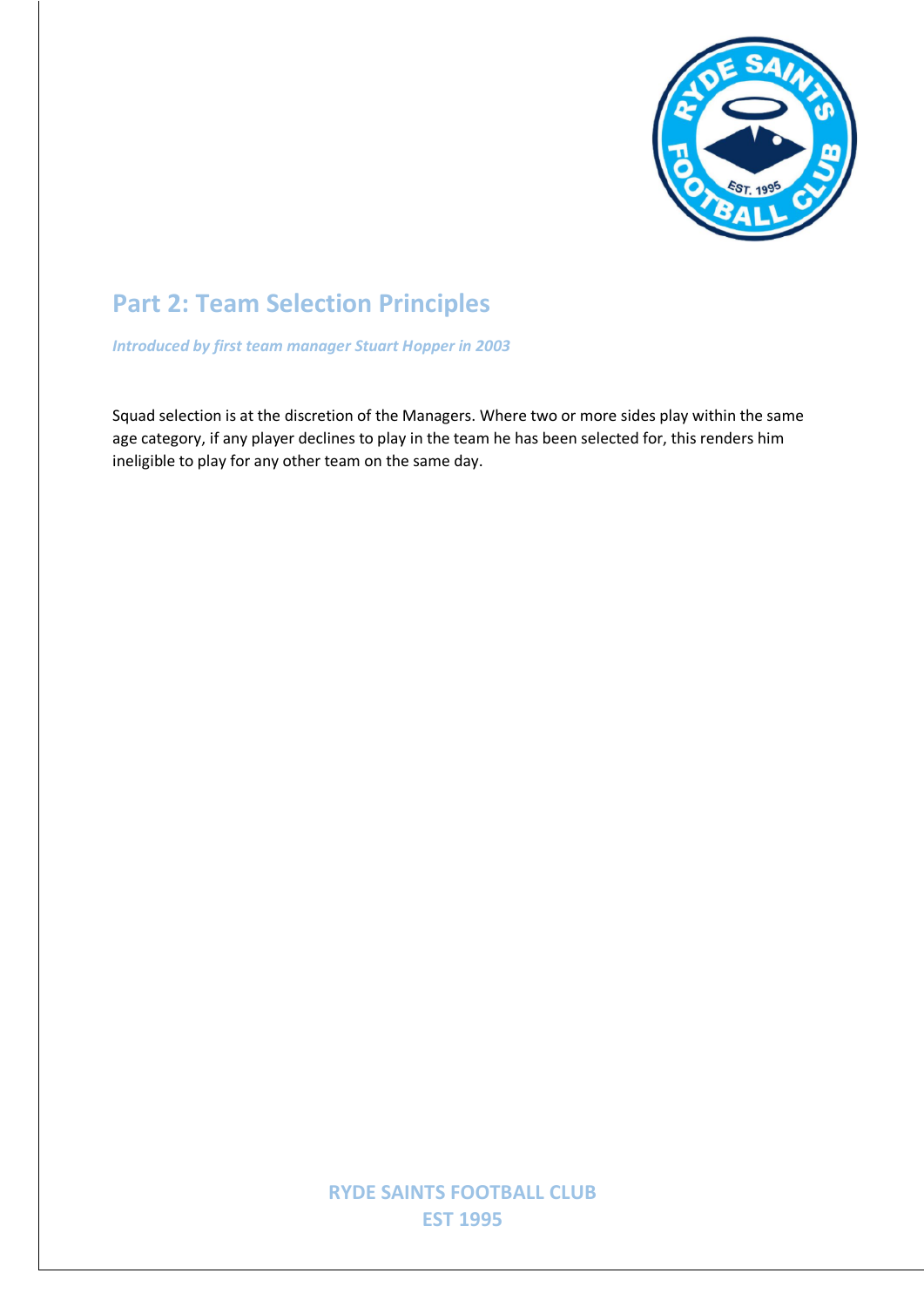## Part 2: Team Selection Principles

*Introduced by first team manager Stuart Hopper in 2003*

Squad selection is at the discretion of the Managers. Where two or more sides play within the same age category, if any player declines to play in the team he has been selected for, this renders him ineligible to play for any other team on the same day.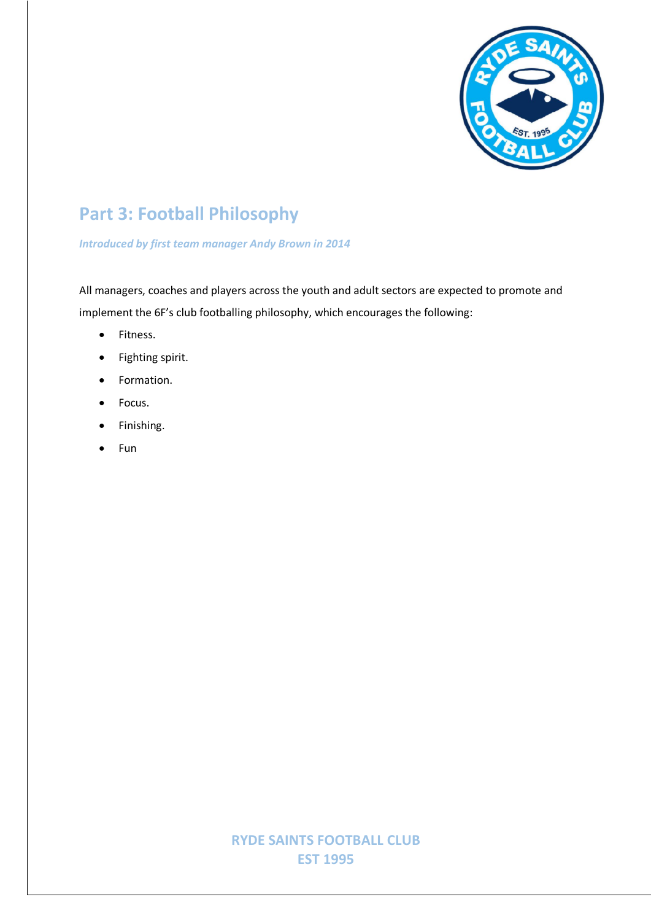## Part 3: Football Philosophy

*Introduced by first team manager Andy Brown in 2014*

All managers, coaches and players across the youth and adult sectors are expected to promote and implement the 6F's club footballing philosophy, which encourages the following:

- Fitness.
- Fighting spirit.
- Formation.
- Focus.
- Finishing.
- Fun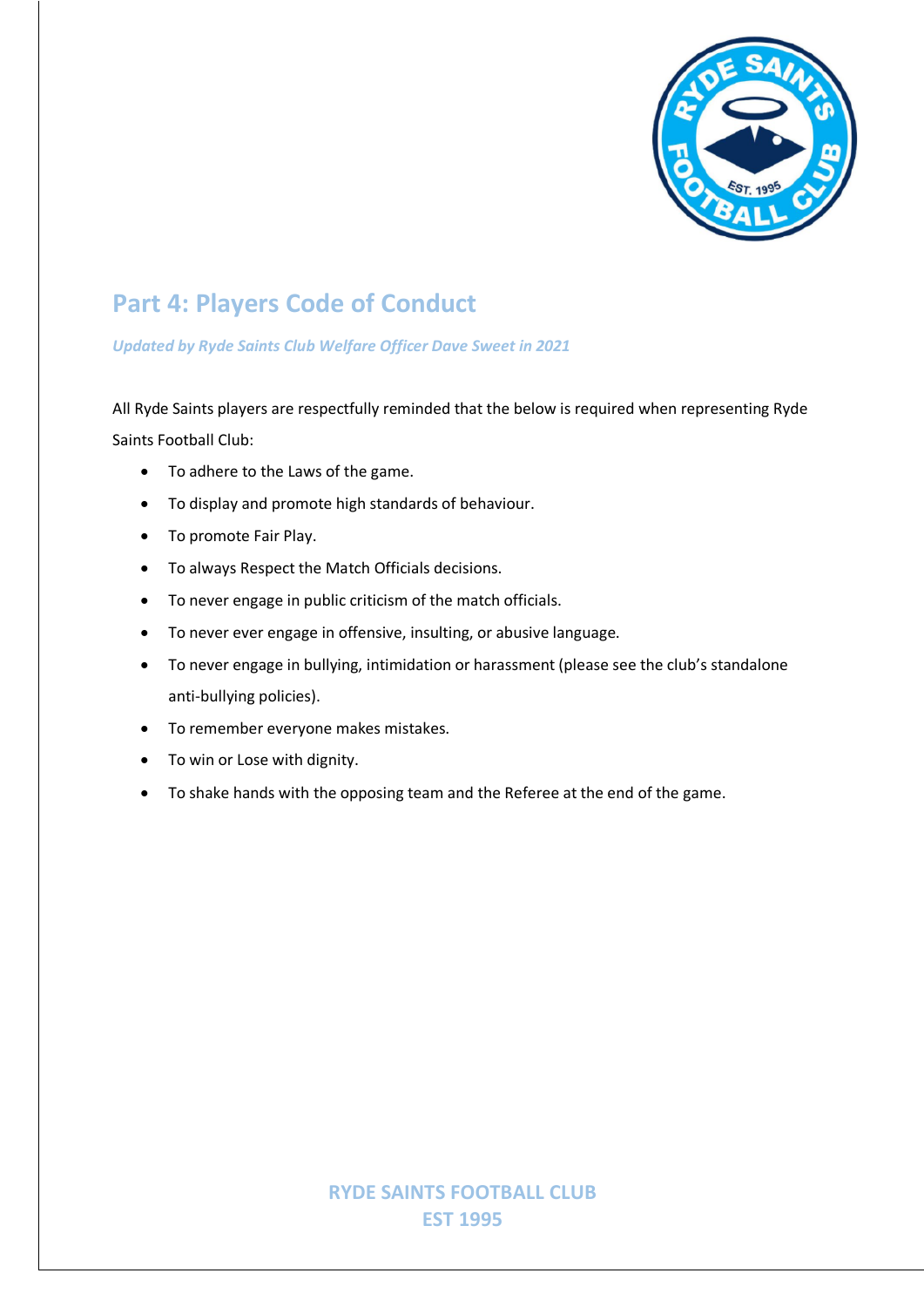## Part 4: Players Code of Conduct

*Updated by Ryde Saints Club Welfare Officer Dave Sweet in 2021*

All Ryde Saints players are respectfully reminded that the below is required when representing Ryde Saints Football Club:

- To adhere to the Laws of the game.
- To display and promote high standards of behaviour.
- To promote Fair Play.
- To always Respect the Match Officials decisions.
- To never engage in public criticism of the match officials.
- To never ever engage in offensive, insulting, or abusive language.
- To never engage in bullying, intimidation or harassment (please see the club's standalone anti-bullying policies).
- To remember everyone makes mistakes.
- To win or Lose with dignity.
- To shake hands with the opposing team and the Referee at the end of the game.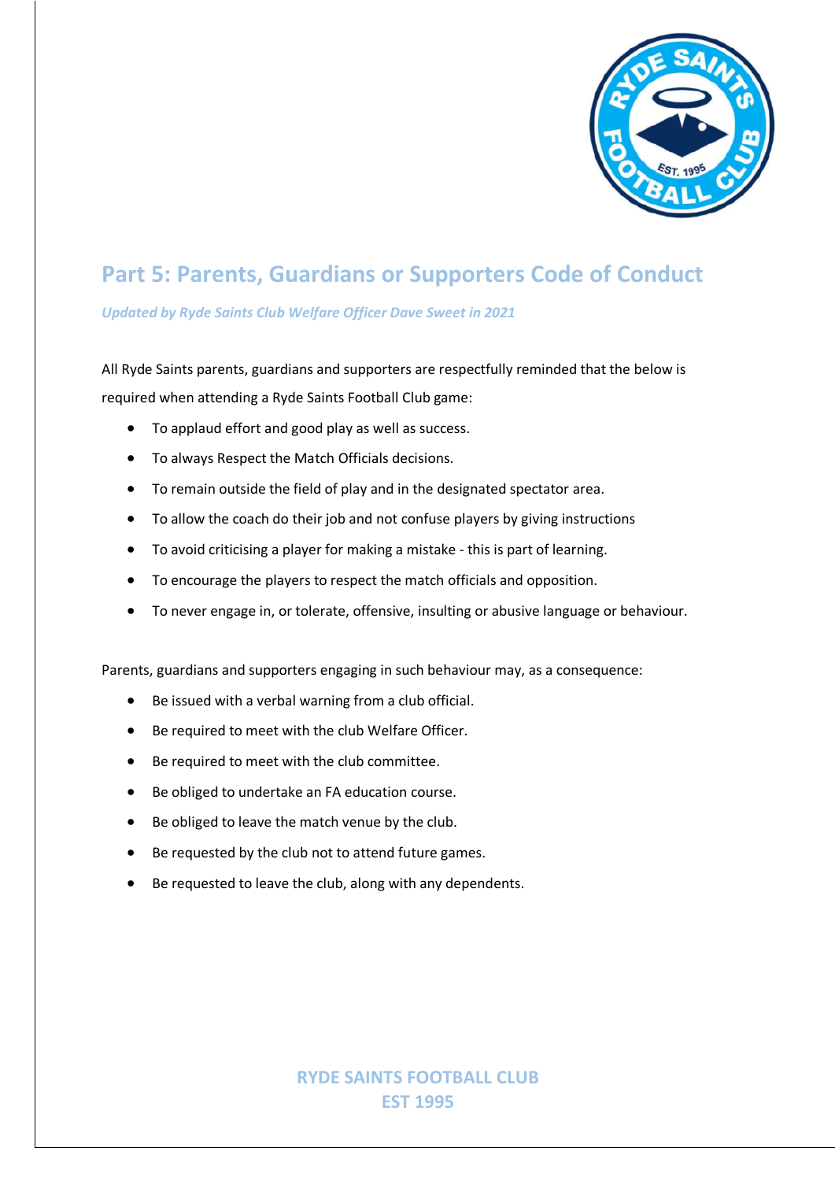## Part 5: Parents, Guardians or Supporters Code of Conduct

*Updated by Ryde Saints Club Welfare Officer Dave Sweet in 2021*

All Ryde Saints parents, guardians and supporters are respectfully reminded that the below is required when attending a Ryde Saints Football Club game:

- To applaud effort and good play as well as success.
- To always Respect the Match Officials decisions.
- To remain outside the field of play and in the designated spectator area.
- To allow the coach do their job and not confuse players by giving instructions
- To avoid criticising a player for making a mistake - this is part of learning.
- To encourage the players to respect the match officials and opposition.
- To never engage in, or tolerate, offensive, insulting or abusive language or behaviour.

Parents, guardians and supporters engaging in such behaviour may, as a consequence:

- Be issued with a verbal warning from a club official.
- Be required to meet with the club Welfare Officer.
- Be required to meet with the club committee.
- Be obliged to undertake an FA education course.
- Be obliged to leave the match venue by the club.
- Be requested by the club not to attend future games.
- Be requested to leave the club, along with any dependents.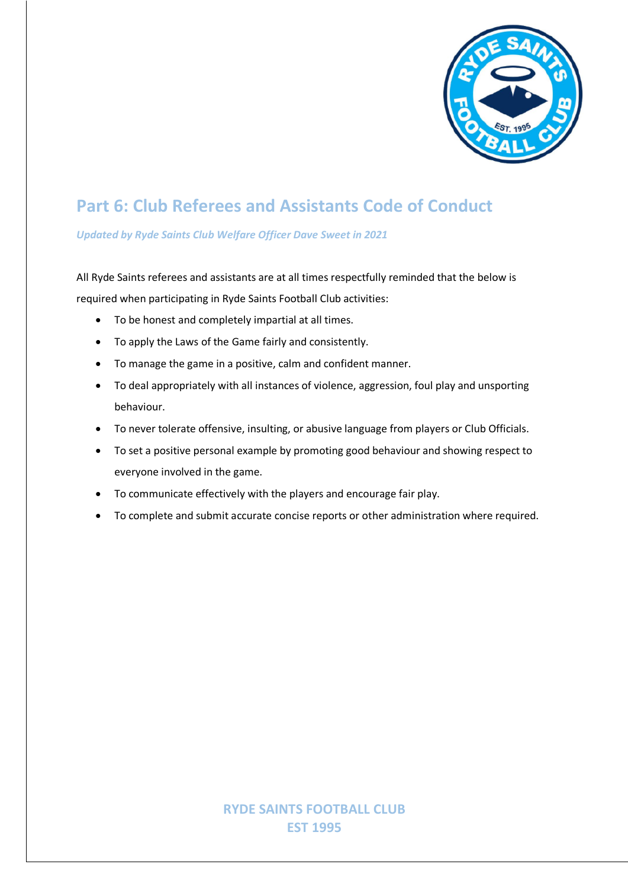## Part 6: Club Referees and Assistants Code of Conduct

*Updated by Ryde Saints Club Welfare Officer Dave Sweet in 2021*

All Ryde Saints referees and assistants are at all times respectfully reminded that the below is required when participating in Ryde Saints Football Club activities:

- To be honest and completely impartial at all times.
- To apply the Laws of the Game fairly and consistently.
- To manage the game in a positive, calm and confident manner.
- To deal appropriately with all instances of violence, aggression, foul play and unsporting behaviour.
- To never tolerate offensive, insulting, or abusive language from players or Club Officials.
- To set a positive personal example by promoting good behaviour and showing respect to everyone involved in the game.
- To communicate effectively with the players and encourage fair play.
- To complete and submit accurate concise reports or other administration where required.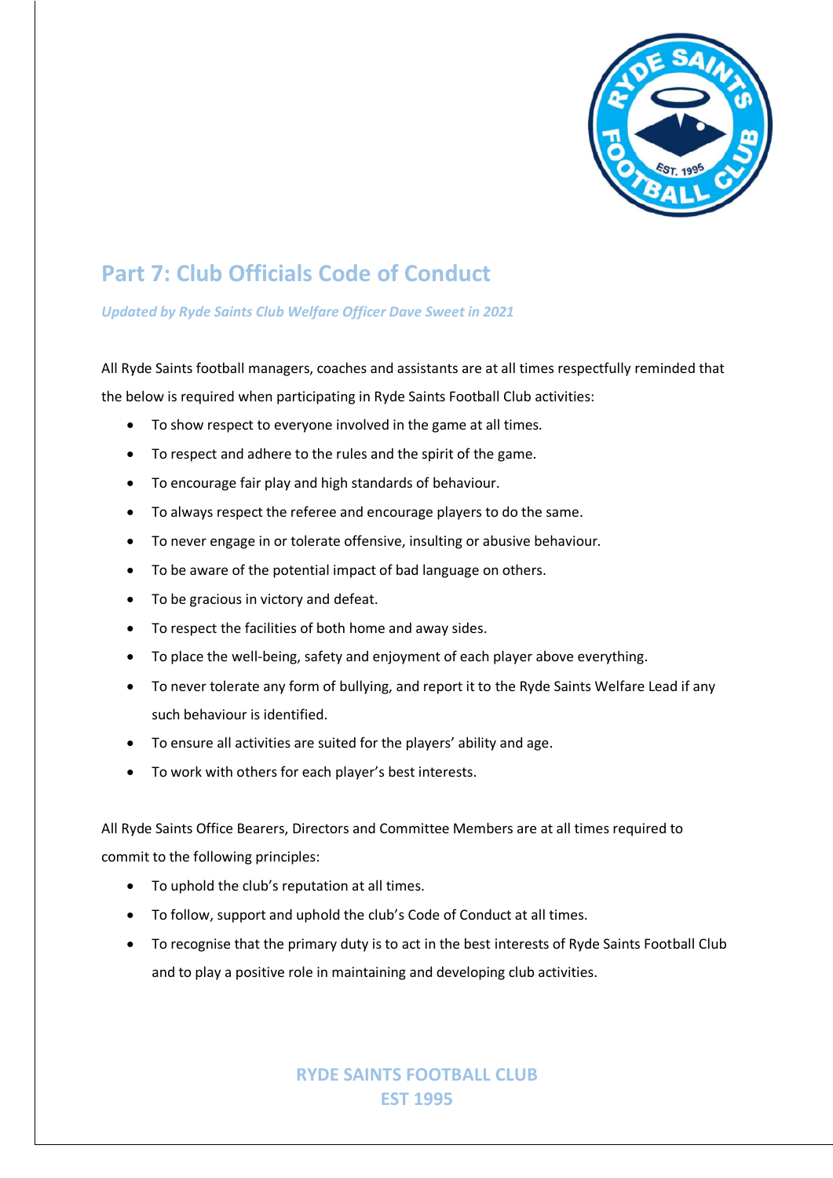## Part 7: Club Officials Code of Conduct

*Updated by Ryde Saints Club Welfare Officer Dave Sweet in 2021*

All Ryde Saints football managers, coaches and assistants are at all times respectfully reminded that the below is required when participating in Ryde Saints Football Club activities:

- To show respect to everyone involved in the game at all times.
- To respect and adhere to the rules and the spirit of the game.
- To encourage fair play and high standards of behaviour.
- To always respect the referee and encourage players to do the same.
- To never engage in or tolerate offensive, insulting or abusive behaviour.
- To be aware of the potential impact of bad language on others.
- To be gracious in victory and defeat.
- To respect the facilities of both home and away sides.
- To place the well-being, safety and enjoyment of each player above everything.
- To never tolerate any form of bullying, and report it to the Ryde Saints Welfare Lead if any such behaviour is identified.
- To ensure all activities are suited for the players' ability and age.
- To work with others for each player's best interests.

All Ryde Saints Office Bearers, Directors and Committee Members are at all times required to commit to the following principles:

- To uphold the club's reputation at all times.
- To follow, support and uphold the club's Code of Conduct at all times.
- To recognise that the primary duty is to act in the best interests of Ryde Saints Football Club and to play a positive role in maintaining and developing club activities.